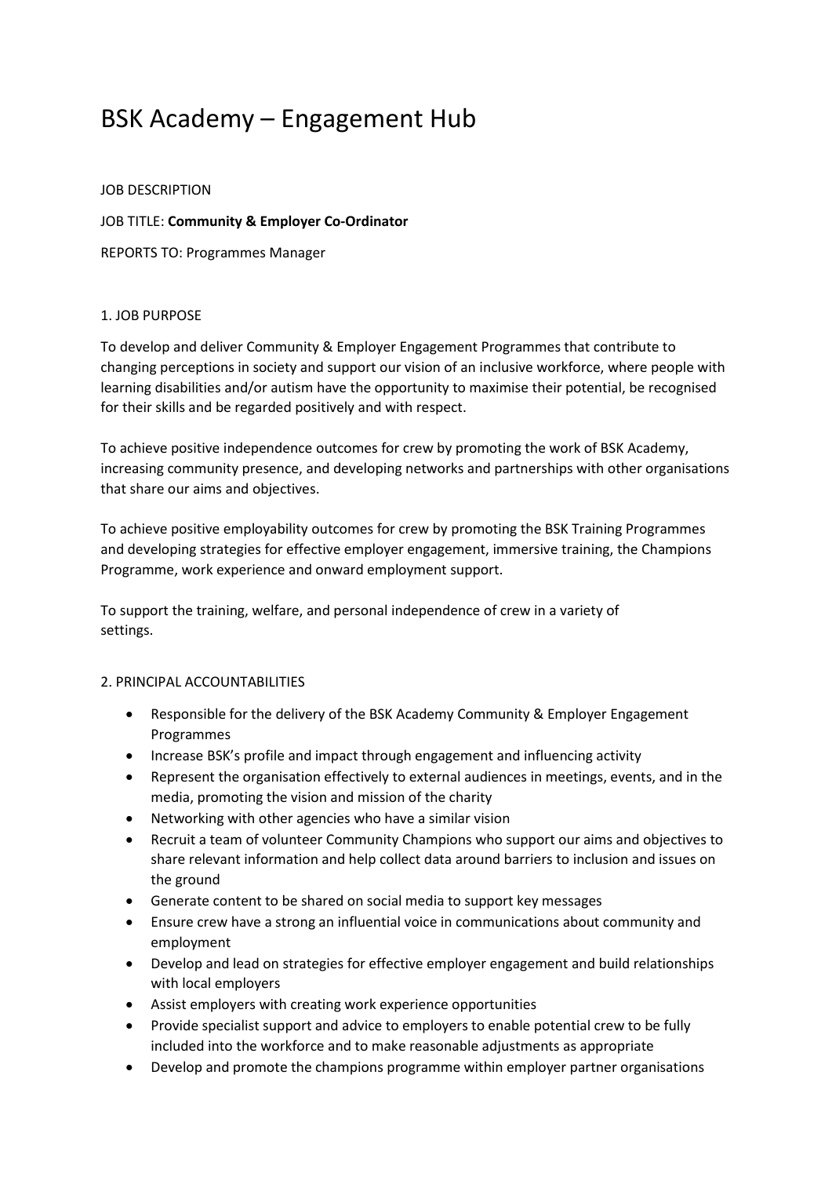# BSK Academy – Engagement Hub

JOB DESCRIPTION

JOB TITLE: **Community & Employer Co-Ordinator**

REPORTS TO: Programmes Manager

## 1. JOB PURPOSE

To develop and deliver Community & Employer Engagement Programmes that contribute to changing perceptions in society and support our vision of an inclusive workforce, where people with learning disabilities and/or autism have the opportunity to maximise their potential, be recognised for their skills and be regarded positively and with respect.

To achieve positive independence outcomes for crew by promoting the work of BSK Academy, increasing community presence, and developing networks and partnerships with other organisations that share our aims and objectives.

To achieve positive employability outcomes for crew by promoting the BSK Training Programmes and developing strategies for effective employer engagement, immersive training, the Champions Programme, work experience and onward employment support.

To support the training, welfare, and personal independence of crew in a variety of settings.

## 2. PRINCIPAL ACCOUNTABILITIES

- Responsible for the delivery of the BSK Academy Community & Employer Engagement Programmes
- Increase BSK's profile and impact through engagement and influencing activity
- Represent the organisation effectively to external audiences in meetings, events, and in the media, promoting the vision and mission of the charity
- Networking with other agencies who have a similar vision
- Recruit a team of volunteer Community Champions who support our aims and objectives to share relevant information and help collect data around barriers to inclusion and issues on the ground
- Generate content to be shared on social media to support key messages
- Ensure crew have a strong an influential voice in communications about community and employment
- Develop and lead on strategies for effective employer engagement and build relationships with local employers
- Assist employers with creating work experience opportunities
- Provide specialist support and advice to employers to enable potential crew to be fully included into the workforce and to make reasonable adjustments as appropriate
- Develop and promote the champions programme within employer partner organisations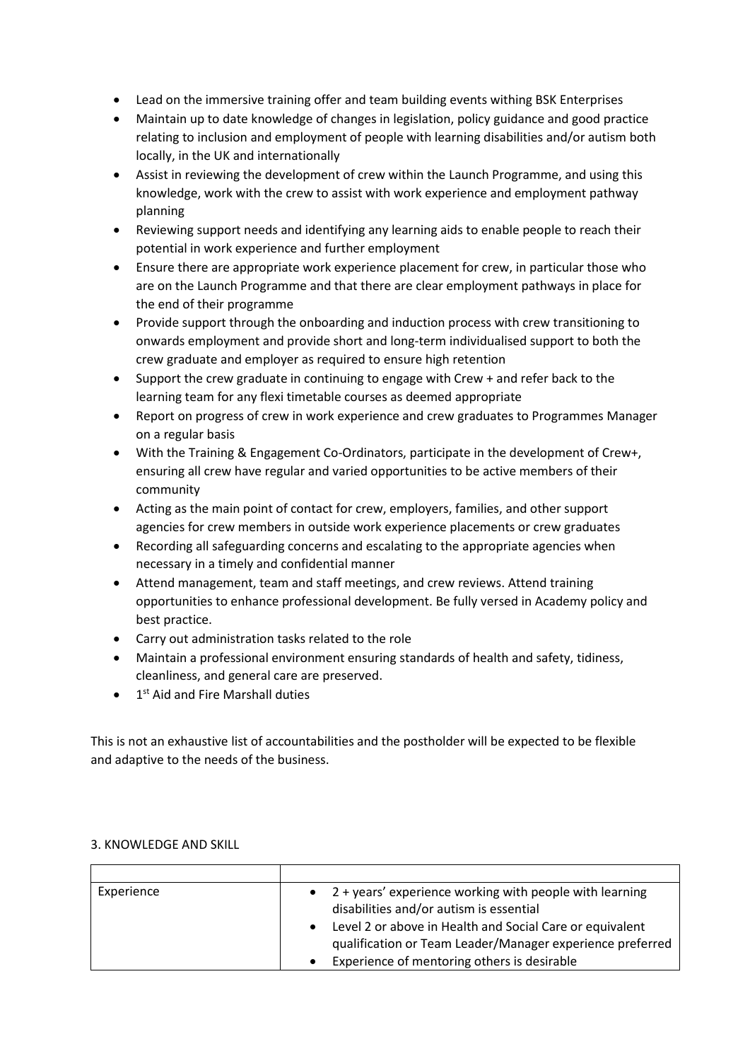- Lead on the immersive training offer and team building events withing BSK Enterprises
- Maintain up to date knowledge of changes in legislation, policy guidance and good practice relating to inclusion and employment of people with learning disabilities and/or autism both locally, in the UK and internationally
- Assist in reviewing the development of crew within the Launch Programme, and using this knowledge, work with the crew to assist with work experience and employment pathway planning
- Reviewing support needs and identifying any learning aids to enable people to reach their potential in work experience and further employment
- Ensure there are appropriate work experience placement for crew, in particular those who are on the Launch Programme and that there are clear employment pathways in place for the end of their programme
- Provide support through the onboarding and induction process with crew transitioning to onwards employment and provide short and long-term individualised support to both the crew graduate and employer as required to ensure high retention
- Support the crew graduate in continuing to engage with Crew + and refer back to the learning team for any flexi timetable courses as deemed appropriate
- Report on progress of crew in work experience and crew graduates to Programmes Manager on a regular basis
- With the Training & Engagement Co-Ordinators, participate in the development of Crew+, ensuring all crew have regular and varied opportunities to be active members of their community
- Acting as the main point of contact for crew, employers, families, and other support agencies for crew members in outside work experience placements or crew graduates
- Recording all safeguarding concerns and escalating to the appropriate agencies when necessary in a timely and confidential manner
- Attend management, team and staff meetings, and crew reviews. Attend training opportunities to enhance professional development. Be fully versed in Academy policy and best practice.
- Carry out administration tasks related to the role
- Maintain a professional environment ensuring standards of health and safety, tidiness, cleanliness, and general care are preserved.
- 1st Aid and Fire Marshall duties

This is not an exhaustive list of accountabilities and the postholder will be expected to be flexible and adaptive to the needs of the business.

3. KNOWLEDGE AND SKILL

| | |
|---|---|
| Experience | • 2 + years' experience working with people with learning disabilities and/or autism is essential<br>• Level 2 or above in Health and Social Care or equivalent qualification or Team Leader/Manager experience preferred<br>• Experience of mentoring others is desirable |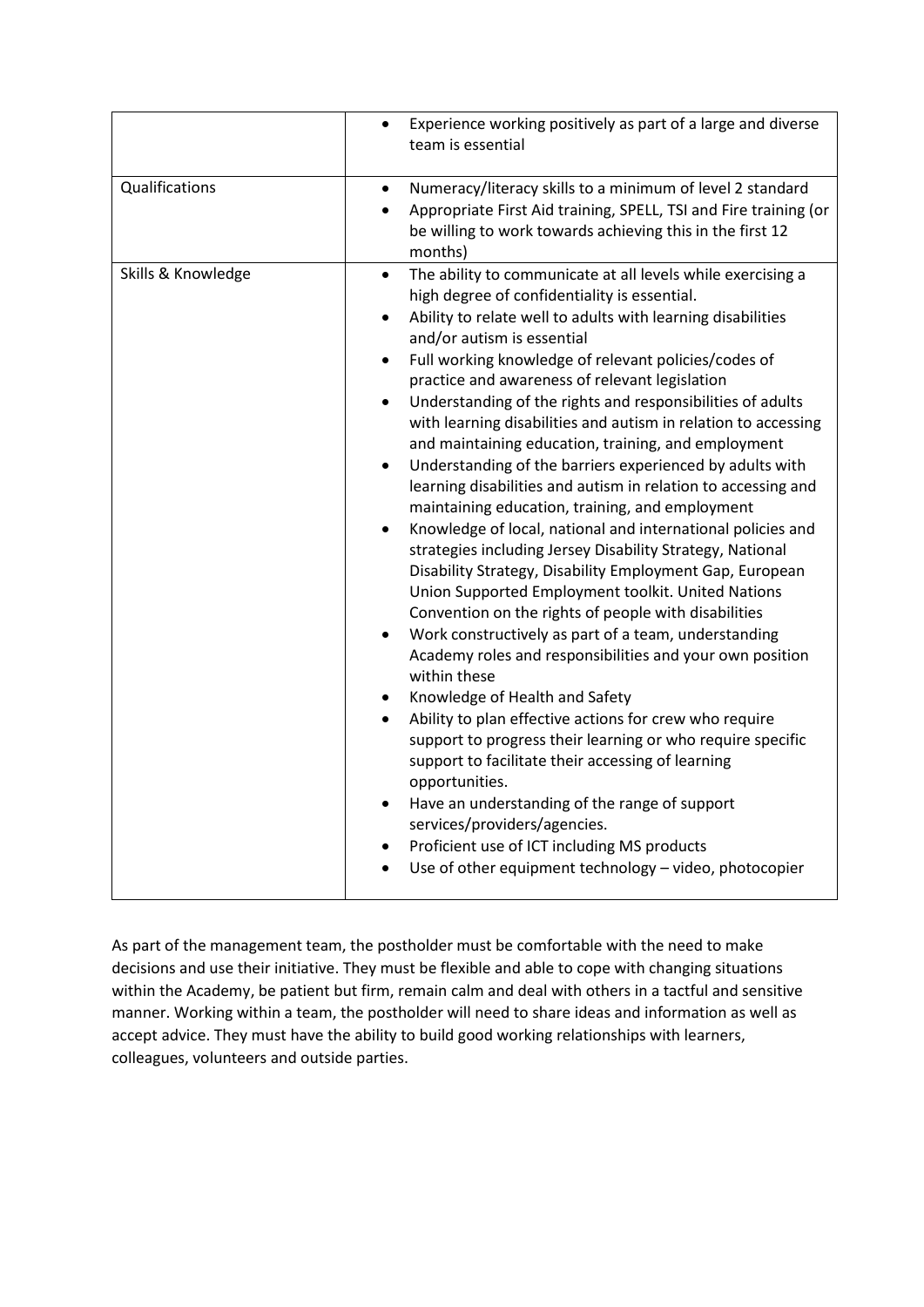| | |
|---|---|
| | • Experience working positively as part of a large and diverse team is essential |
| Qualifications | • Numeracy/literacy skills to a minimum of level 2 standard<br>• Appropriate First Aid training, SPELL, TSI and Fire training (or be willing to work towards achieving this in the first 12 months) |
| Skills & Knowledge | • The ability to communicate at all levels while exercising a high degree of confidentiality is essential.<br>• Ability to relate well to adults with learning disabilities and/or autism is essential<br>• Full working knowledge of relevant policies/codes of practice and awareness of relevant legislation<br>• Understanding of the rights and responsibilities of adults with learning disabilities and autism in relation to accessing and maintaining education, training, and employment<br>• Understanding of the barriers experienced by adults with learning disabilities and autism in relation to accessing and maintaining education, training, and employment<br>• Knowledge of local, national and international policies and strategies including Jersey Disability Strategy, National Disability Strategy, Disability Employment Gap, European Union Supported Employment toolkit. United Nations Convention on the rights of people with disabilities<br>• Work constructively as part of a team, understanding Academy roles and responsibilities and your own position within these<br>• Knowledge of Health and Safety<br>• Ability to plan effective actions for crew who require support to progress their learning or who require specific support to facilitate their accessing of learning opportunities.<br>• Have an understanding of the range of support services/providers/agencies.<br>• Proficient use of ICT including MS products<br>• Use of other equipment technology – video, photocopier |

As part of the management team, the postholder must be comfortable with the need to make decisions and use their initiative. They must be flexible and able to cope with changing situations within the Academy, be patient but firm, remain calm and deal with others in a tactful and sensitive manner. Working within a team, the postholder will need to share ideas and information as well as accept advice. They must have the ability to build good working relationships with learners, colleagues, volunteers and outside parties.